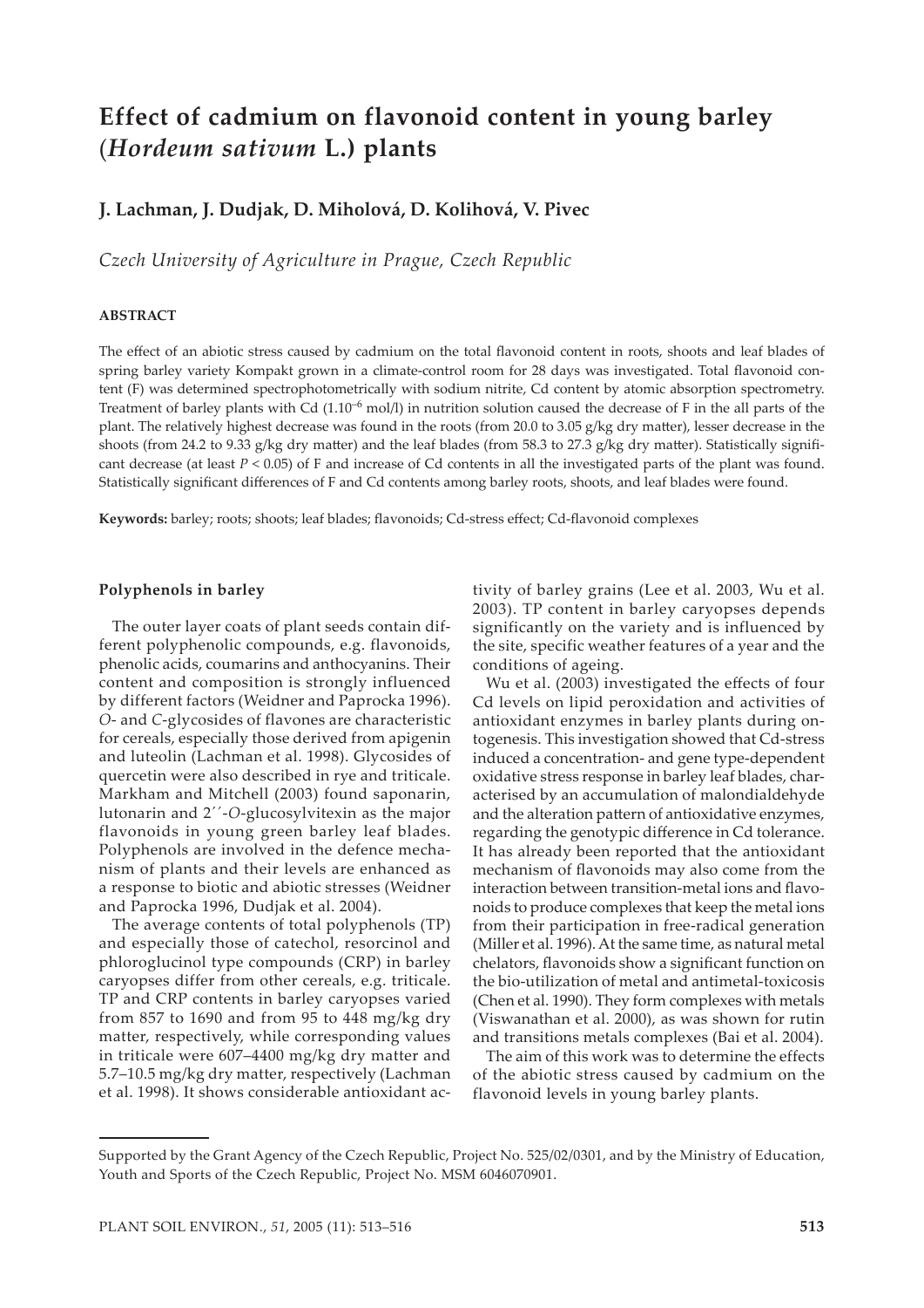# Effect of cadmium on flavonoid content in young barley (*Hordeum sativum* L.) plants

**J. Lachman, J. Dudjak, D. Miholová, D. Kolihová, V. Pivec**

*Czech University of Agriculture in Prague, Czech Republic*

#### ABSTRACT

The effect of an abiotic stress caused by cadmium on the total flavonoid content in roots, shoots and leaf blades of spring barley variety Kompakt grown in a climate-control room for 28 days was investigated. Total flavonoid content (F) was determined spectrophotometrically with sodium nitrite, Cd content by atomic absorption spectrometry. Treatment of barley plants with Cd ($1.10^{-6}$ mol/l) in nutrition solution caused the decrease of F in the all parts of the plant. The relatively highest decrease was found in the roots (from 20.0 to 3.05 g/kg dry matter), lesser decrease in the shoots (from 24.2 to 9.33 g/kg dry matter) and the leaf blades (from 58.3 to 27.3 g/kg dry matter). Statistically significant decrease (at least $P < 0.05$) of F and increase of Cd contents in all the investigated parts of the plant was found. Statistically significant differences of F and Cd contents among barley roots, shoots, and leaf blades were found.

**Keywords:** barley; roots; shoots; leaf blades; flavonoids; Cd-stress effect; Cd-flavonoid complexes

### Polyphenols in barley

The outer layer coats of plant seeds contain different polyphenolic compounds, e.g. flavonoids, phenolic acids, coumarins and anthocyanins. Their content and composition is strongly influenced by different factors (Weidner and Paprocka 1996). *O*- and *C*-glycosides of flavones are characteristic for cereals, especially those derived from apigenin and luteolin (Lachman et al. 1998). Glycosides of quercetin were also described in rye and triticale. Markham and Mitchell (2003) found saponarin, lutonarin and 2´´-*O*-glucosylvitexin as the major flavonoids in young green barley leaf blades. Polyphenols are involved in the defence mechanism of plants and their levels are enhanced as a response to biotic and abiotic stresses (Weidner and Paprocka 1996, Dudjak et al. 2004).

The average contents of total polyphenols (TP) and especially those of catechol, resorcinol and phloroglucinol type compounds (CRP) in barley caryopses differ from other cereals, e.g. triticale. TP and CRP contents in barley caryopses varied from 857 to 1690 and from 95 to 448 mg/kg dry matter, respectively, while corresponding values in triticale were 607–4400 mg/kg dry matter and 5.7–10.5 mg/kg dry matter, respectively (Lachman et al. 1998). It shows considerable antioxidant activity of barley grains (Lee et al. 2003, Wu et al. 2003). TP content in barley caryopses depends significantly on the variety and is influenced by the site, specific weather features of a year and the conditions of ageing.

Wu et al. (2003) investigated the effects of four Cd levels on lipid peroxidation and activities of antioxidant enzymes in barley plants during ontogenesis. This investigation showed that Cd-stress induced a concentration- and gene type-dependent oxidative stress response in barley leaf blades, characterised by an accumulation of malondialdehyde and the alteration pattern of antioxidative enzymes, regarding the genotypic difference in Cd tolerance. It has already been reported that the antioxidant mechanism of flavonoids may also come from the interaction between transition-metal ions and flavonoids to produce complexes that keep the metal ions from their participation in free-radical generation (Miller et al. 1996). At the same time, as natural metal chelators, flavonoids show a significant function on the bio-utilization of metal and antimetal-toxicosis (Chen et al. 1990). They form complexes with metals (Viswanathan et al. 2000), as was shown for rutin and transitions metals complexes (Bai et al. 2004).

The aim of this work was to determine the effects of the abiotic stress caused by cadmium on the flavonoid levels in young barley plants.

Supported by the Grant Agency of the Czech Republic, Project No. 525/02/0301, and by the Ministry of Education, Youth and Sports of the Czech Republic, Project No. MSM 6046070901.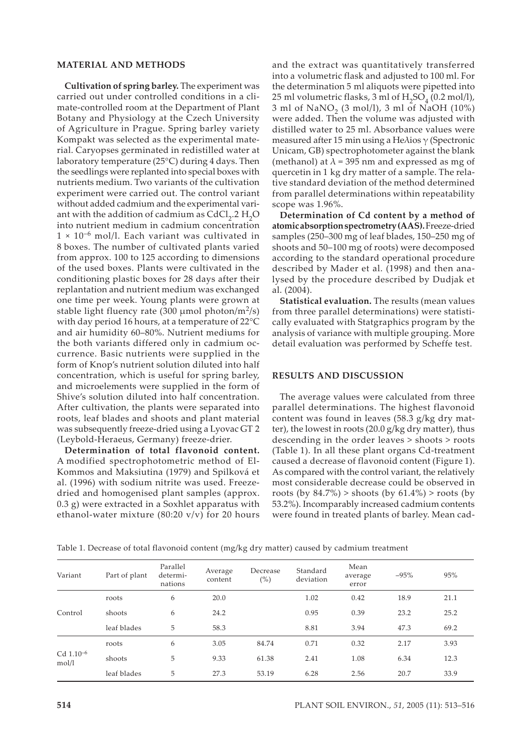## MATERIAL AND METHODS

**Cultivation of spring barley.** The experiment was carried out under controlled conditions in a climate-controlled room at the Department of Plant Botany and Physiology at the Czech University of Agriculture in Prague. Spring barley variety Kompakt was selected as the experimental material. Caryopses germinated in redistilled water at laboratory temperature (25°C) during 4 days. Then the seedlings were replanted into special boxes with nutrients medium. Two variants of the cultivation experiment were carried out. The control variant without added cadmium and the experimental variant with the addition of cadmium as $CdCl_2.2\,H_2O$ into nutrient medium in cadmium concentration $1 \times 10^{-6}$ mol/l. Each variant was cultivated in 8 boxes. The number of cultivated plants varied from approx. 100 to 125 according to dimensions of the used boxes. Plants were cultivated in the conditioning plastic boxes for 28 days after their replantation and nutrient medium was exchanged one time per week. Young plants were grown at stable light fluency rate (300 μmol photon/$m^2$/s) with day period 16 hours, at a temperature of 22°C and air humidity 60–80%. Nutrient mediums for the both variants differed only in cadmium occurrence. Basic nutrients were supplied in the form of Knop's nutrient solution diluted into half concentration, which is useful for spring barley, and microelements were supplied in the form of Shive's solution diluted into half concentration. After cultivation, the plants were separated into roots, leaf blades and shoots and plant material was subsequently freeze-dried using a Lyovac GT 2 (Leybold-Heraeus, Germany) freeze-drier.

**Determination of total flavonoid content.** A modified spectrophotometric method of El-Kommos and Maksiutina (1979) and Spilková et al. (1996) with sodium nitrite was used. Freeze-dried and homogenised plant samples (approx. 0.3 g) were extracted in a Soxhlet apparatus with ethanol-water mixture (80:20 v/v) for 20 hours and the extract was quantitatively transferred into a volumetric flask and adjusted to 100 ml. For the determination 5 ml aliquots were pipetted into 25 ml volumetric flasks, 3 ml of $H_2SO_4$ (0.2 mol/l), 3 ml of $NaNO_2$ (3 mol/l), 3 ml of NaOH (10%) were added. Then the volume was adjusted with distilled water to 25 ml. Absorbance values were measured after 15 min using a Heλios γ (Spectronic Unicam, GB) spectrophotometer against the blank (methanol) at $\lambda = 395$ nm and expressed as mg of quercetin in 1 kg dry matter of a sample. The relative standard deviation of the method determined from parallel determinations within repeatability scope was 1.96%.

**Determination of Cd content by a method of atomic absorption spectrometry (AAS).** Freeze-dried samples (250–300 mg of leaf blades, 150–250 mg of shoots and 50–100 mg of roots) were decomposed according to the standard operational procedure described by Mader et al. (1998) and then analysed by the procedure described by Dudjak et al. (2004).

**Statistical evaluation.** The results (mean values from three parallel determinations) were statistically evaluated with Statgraphics program by the analysis of variance with multiple grouping. More detail evaluation was performed by Scheffe test.

## RESULTS AND DISCUSSION

The average values were calculated from three parallel determinations. The highest flavonoid content was found in leaves (58.3 g/kg dry matter), the lowest in roots (20.0 g/kg dry matter), thus descending in the order leaves > shoots > roots (Table 1). In all these plant organs Cd-treatment caused a decrease of flavonoid content (Figure 1). As compared with the control variant, the relatively most considerable decrease could be observed in roots (by 84.7%) > shoots (by 61.4%) > roots (by 53.2%). Incomparably increased cadmium contents were found in treated plants of barley. Mean cad-

Table 1. Decrease of total flavonoid content (mg/kg dry matter) caused by cadmium treatment

| Variant | Part of plant | Parallel determinations | Average content | Decrease (%) | Standard deviation | Mean average error | –95% | 95% |
|---|---|---|---|---|---|---|---|---|
| Control | roots | 6 | 20.0 | | 1.02 | 0.42 | 18.9 | 21.1 |
| | shoots | 6 | 24.2 | | 0.95 | 0.39 | 23.2 | 25.2 |
| | leaf blades | 5 | 58.3 | | 8.81 | 3.94 | 47.3 | 69.2 |
| Cd $1.10^{-6}$ mol/l | roots | 6 | 3.05 | 84.74 | 0.71 | 0.32 | 2.17 | 3.93 |
| | shoots | 5 | 9.33 | 61.38 | 2.41 | 1.08 | 6.34 | 12.3 |
| | leaf blades | 5 | 27.3 | 53.19 | 6.28 | 2.56 | 20.7 | 33.9 |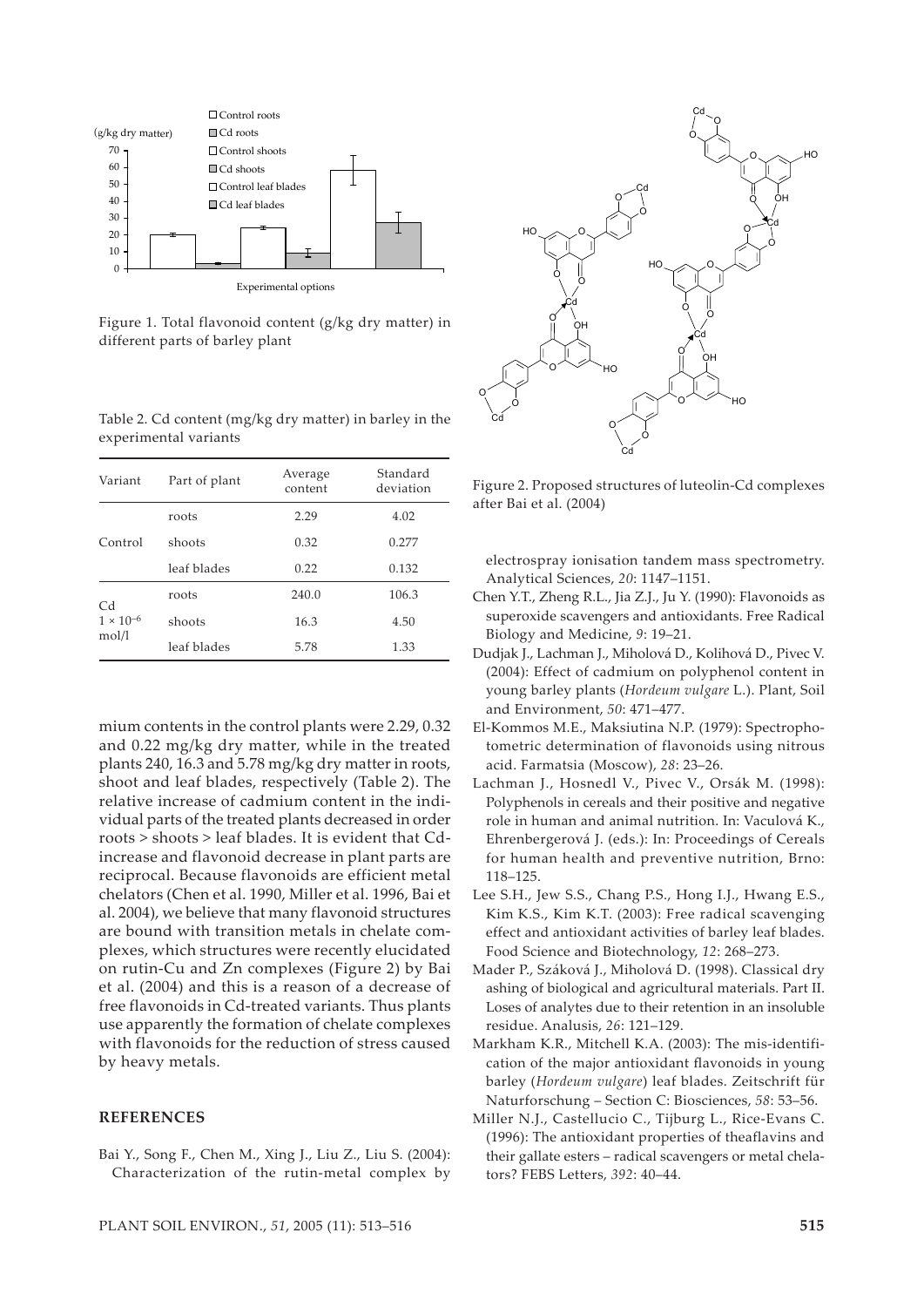Figure 1. Total flavonoid content (g/kg dry matter) in different parts of barley plant

Table 2. Cd content (mg/kg dry matter) in barley in the experimental variants

| Variant | Part of plant | Average content | Standard deviation |
|---|---|---|---|
| Control | roots | 2.29 | 4.02 |
| | shoots | 0.32 | 0.277 |
| | leaf blades | 0.22 | 0.132 |
| Cd $1 \times 10^{-6}$ mol/l | roots | 240.0 | 106.3 |
| | shoots | 16.3 | 4.50 |
| | leaf blades | 5.78 | 1.33 |

Figure 2. Proposed structures of luteolin-Cd complexes after Bai et al. (2004)

mium contents in the control plants were 2.29, 0.32 and 0.22 mg/kg dry matter, while in the treated plants 240, 16.3 and 5.78 mg/kg dry matter in roots, shoot and leaf blades, respectively (Table 2). The relative increase of cadmium content in the individual parts of the treated plants decreased in order roots > shoots > leaf blades. It is evident that Cd-increase and flavonoid decrease in plant parts are reciprocal. Because flavonoids are efficient metal chelators (Chen et al. 1990, Miller et al. 1996, Bai et al. 2004), we believe that many flavonoid structures are bound with transition metals in chelate complexes, which structures were recently elucidated on rutin-Cu and Zn complexes (Figure 2) by Bai et al. (2004) and this is a reason of a decrease of free flavonoids in Cd-treated variants. Thus plants use apparently the formation of chelate complexes with flavonoids for the reduction of stress caused by heavy metals.

## REFERENCES

Bai Y., Song F., Chen M., Xing J., Liu Z., Liu S. (2004): Characterization of the rutin-metal complex by electrospray ionisation tandem mass spectrometry. Analytical Sciences, *20*: 1147–1151.

Chen Y.T., Zheng R.L., Jia Z.J., Ju Y. (1990): Flavonoids as superoxide scavengers and antioxidants. Free Radical Biology and Medicine, *9*: 19–21.

Dudjak J., Lachman J., Miholová D., Kolihová D., Pivec V. (2004): Effect of cadmium on polyphenol content in young barley plants (*Hordeum vulgare* L.). Plant, Soil and Environment, *50*: 471–477.

El-Kommos M.E., Maksiutina N.P. (1979): Spectrophotometric determination of flavonoids using nitrous acid. Farmatsia (Moscow), *28*: 23–26.

Lachman J., Hosnedl V., Pivec V., Orsák M. (1998): Polyphenols in cereals and their positive and negative role in human and animal nutrition. In: Vaculová K., Ehrenbergerová J. (eds.): In: Proceedings of Cereals for human health and preventive nutrition, Brno: 118–125.

Lee S.H., Jew S.S., Chang P.S., Hong I.J., Hwang E.S., Kim K.S., Kim K.T. (2003): Free radical scavenging effect and antioxidant activities of barley leaf blades. Food Science and Biotechnology, *12*: 268–273.

Mader P., Száková J., Miholová D. (1998). Classical dry ashing of biological and agricultural materials. Part II. Loses of analytes due to their retention in an insoluble residue. Analusis, *26*: 121–129.

Markham K.R., Mitchell K.A. (2003): The mis-identification of the major antioxidant flavonoids in young barley (*Hordeum vulgare*) leaf blades. Zeitschrift für Naturforschung – Section C: Biosciences, *58*: 53–56.

Miller N.J., Castellucio C., Tijburg L., Rice-Evans C. (1996): The antioxidant properties of theaflavins and their gallate esters – radical scavengers or metal chelators? FEBS Letters, *392*: 40–44.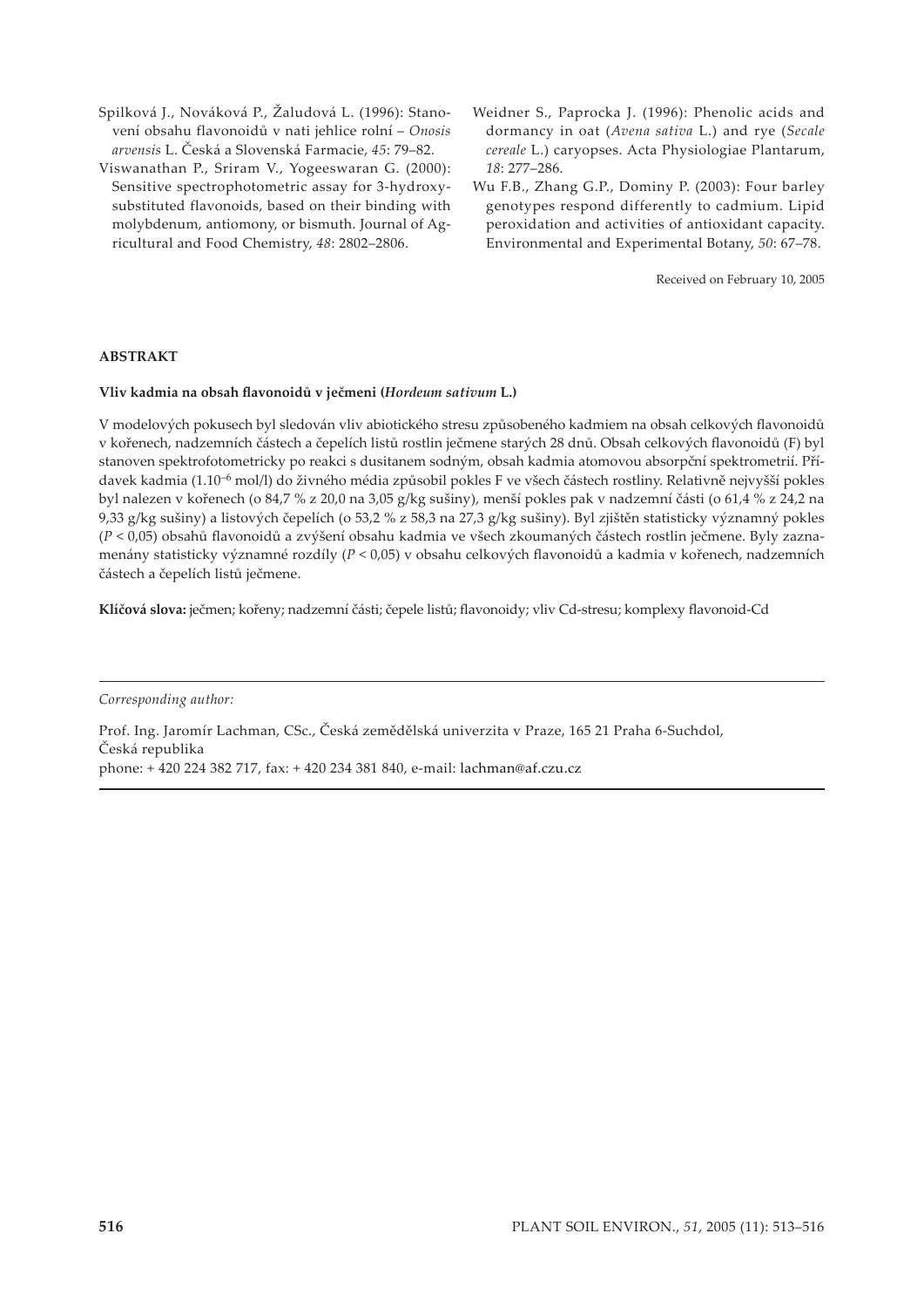Spilková J., Nováková P., Žaludová L. (1996): Stanovení obsahu flavonoidů v nati jehlice rolní – *Onosis arvensis* L. Česká a Slovenská Farmacie, *45*: 79–82.

Viswanathan P., Sriram V., Yogeeswaran G. (2000): Sensitive spectrophotometric assay for 3-hydroxy-substituted flavonoids, based on their binding with molybdenum, antiomony, or bismuth. Journal of Agricultural and Food Chemistry, *48*: 2802–2806.

Weidner S., Paprocka J. (1996): Phenolic acids and dormancy in oat (*Avena sativa* L.) and rye (*Secale cereale* L.) caryopses. Acta Physiologiae Plantarum, *18*: 277–286.

Wu F.B., Zhang G.P., Dominy P. (2003): Four barley genotypes respond differently to cadmium. Lipid peroxidation and activities of antioxidant capacity. Environmental and Experimental Botany, *50*: 67–78.

Received on February 10, 2005

## ABSTRAKT

**Vliv kadmia na obsah flavonoidů v ječmeni (*Hordeum sativum* L.)**

V modelových pokusech byl sledován vliv abiotického stresu způsobeného kadmiem na obsah celkových flavonoidů v kořenech, nadzemních částech a čepelích listů rostlin ječmene starých 28 dnů. Obsah celkových flavonoidů (F) byl stanoven spektrofotometricky po reakci s dusitanem sodným, obsah kadmia atomovou absorpční spektrometrií. Přídavek kadmia ($1.10^{-6}$ mol/l) do živného média způsobil pokles F ve všech částech rostliny. Relativně nejvyšší pokles byl nalezen v kořenech (o 84,7 % z 20,0 na 3,05 g/kg sušiny), menší pokles pak v nadzemní části (o 61,4 % z 24,2 na 9,33 g/kg sušiny) a listových čepelích (o 53,2 % z 58,3 na 27,3 g/kg sušiny). Byl zjištěn statisticky významný pokles ($P < 0,05$) obsahů flavonoidů a zvýšení obsahu kadmia ve všech zkoumaných částech rostlin ječmene. Byly zaznamenány statisticky významné rozdíly ($P < 0,05$) v obsahu celkových flavonoidů a kadmia v kořenech, nadzemních částech a čepelích listů ječmene.

**Klíčová slova:** ječmen; kořeny; nadzemní části; čepele listů; flavonoidy; vliv Cd-stresu; komplexy flavonoid-Cd

---

*Corresponding author:*

Prof. Ing. Jaromír Lachman, CSc., Česká zemědělská univerzita v Praze, 165 21 Praha 6-Suchdol, Česká republika
phone: + 420 224 382 717, fax: + 420 234 381 840, e-mail: lachman@af.czu.cz